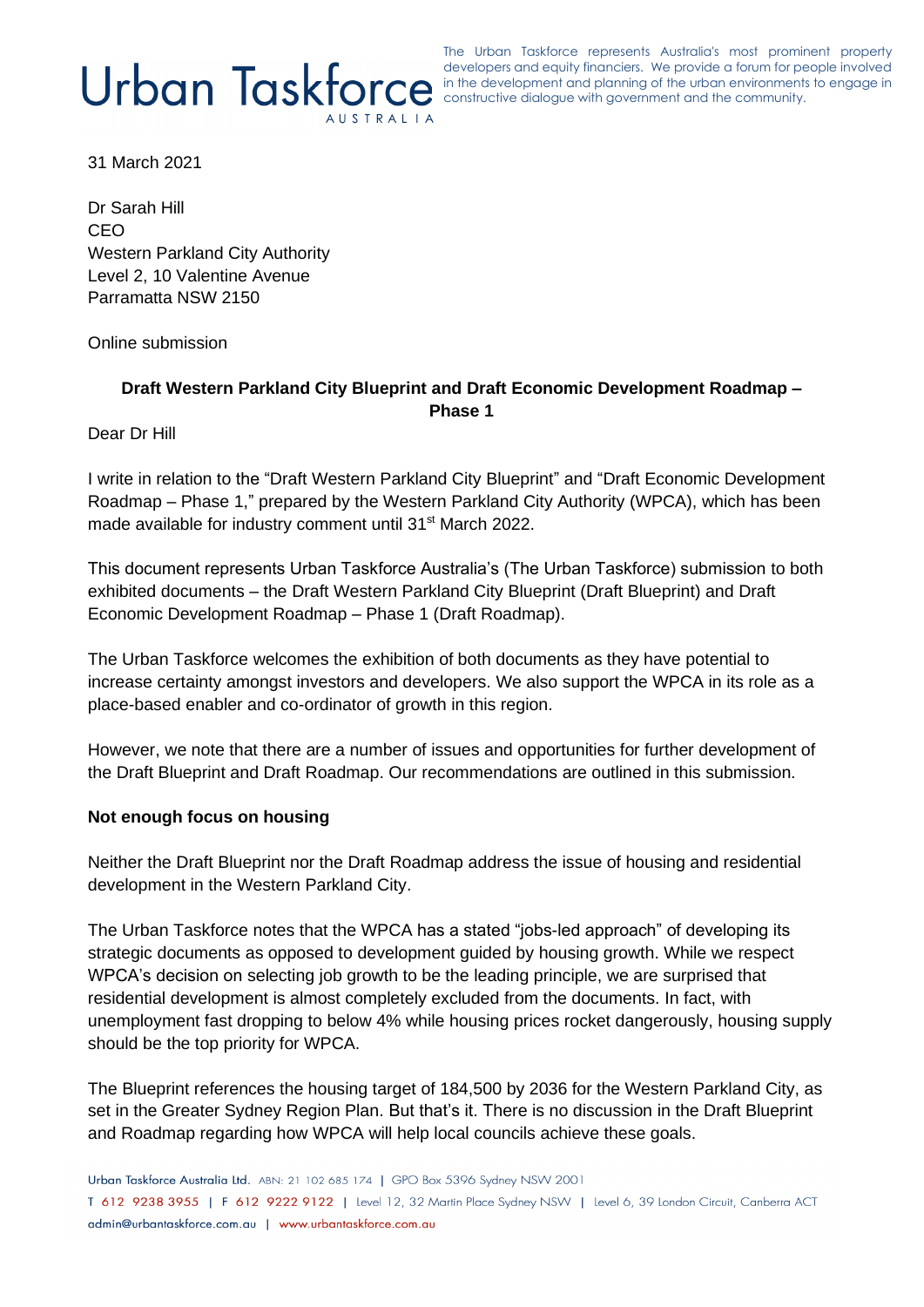# Urban Taskforce AUSTRALIA

The Urban Taskforce represents Australia's most prominent property developers and equity financiers. We provide a forum for people involved in the development and planning of the urban environments to engage in constructive dialogue with government and the community.

31 March 2021

Dr Sarah Hill
CEO
Western Parkland City Authority
Level 2, 10 Valentine Avenue
Parramatta NSW 2150

Online submission

**Draft Western Parkland City Blueprint and Draft Economic Development Roadmap – Phase 1**

Dear Dr Hill

I write in relation to the "Draft Western Parkland City Blueprint" and "Draft Economic Development Roadmap – Phase 1," prepared by the Western Parkland City Authority (WPCA), which has been made available for industry comment until 31st March 2022.

This document represents Urban Taskforce Australia's (The Urban Taskforce) submission to both exhibited documents – the Draft Western Parkland City Blueprint (Draft Blueprint) and Draft Economic Development Roadmap – Phase 1 (Draft Roadmap).

The Urban Taskforce welcomes the exhibition of both documents as they have potential to increase certainty amongst investors and developers. We also support the WPCA in its role as a place-based enabler and co-ordinator of growth in this region.

However, we note that there are a number of issues and opportunities for further development of the Draft Blueprint and Draft Roadmap. Our recommendations are outlined in this submission.

**Not enough focus on housing**

Neither the Draft Blueprint nor the Draft Roadmap address the issue of housing and residential development in the Western Parkland City.

The Urban Taskforce notes that the WPCA has a stated "jobs-led approach" of developing its strategic documents as opposed to development guided by housing growth. While we respect WPCA's decision on selecting job growth to be the leading principle, we are surprised that residential development is almost completely excluded from the documents. In fact, with unemployment fast dropping to below 4% while housing prices rocket dangerously, housing supply should be the top priority for WPCA.

The Blueprint references the housing target of 184,500 by 2036 for the Western Parkland City, as set in the Greater Sydney Region Plan. But that's it. There is no discussion in the Draft Blueprint and Roadmap regarding how WPCA will help local councils achieve these goals.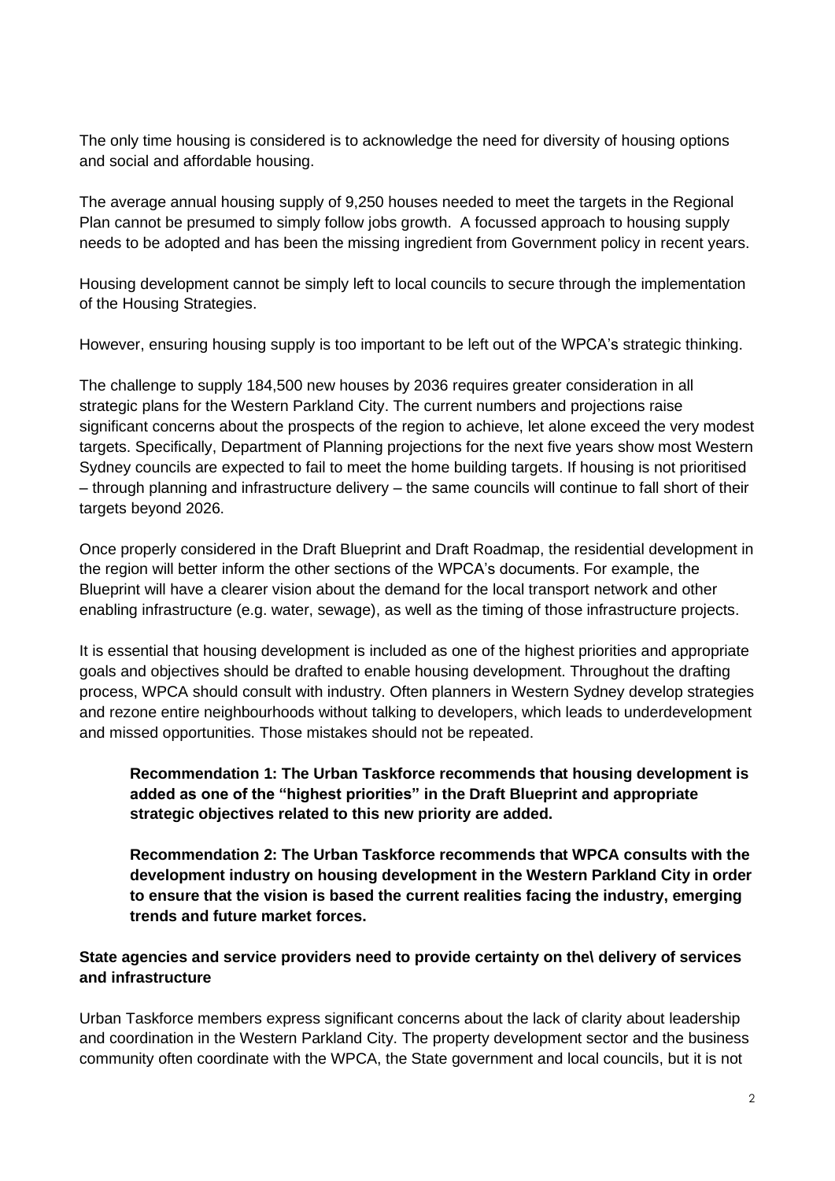The only time housing is considered is to acknowledge the need for diversity of housing options and social and affordable housing.

The average annual housing supply of 9,250 houses needed to meet the targets in the Regional Plan cannot be presumed to simply follow jobs growth. A focussed approach to housing supply needs to be adopted and has been the missing ingredient from Government policy in recent years.

Housing development cannot be simply left to local councils to secure through the implementation of the Housing Strategies.

However, ensuring housing supply is too important to be left out of the WPCA's strategic thinking.

The challenge to supply 184,500 new houses by 2036 requires greater consideration in all strategic plans for the Western Parkland City. The current numbers and projections raise significant concerns about the prospects of the region to achieve, let alone exceed the very modest targets. Specifically, Department of Planning projections for the next five years show most Western Sydney councils are expected to fail to meet the home building targets. If housing is not prioritised – through planning and infrastructure delivery – the same councils will continue to fall short of their targets beyond 2026.

Once properly considered in the Draft Blueprint and Draft Roadmap, the residential development in the region will better inform the other sections of the WPCA's documents. For example, the Blueprint will have a clearer vision about the demand for the local transport network and other enabling infrastructure (e.g. water, sewage), as well as the timing of those infrastructure projects.

It is essential that housing development is included as one of the highest priorities and appropriate goals and objectives should be drafted to enable housing development. Throughout the drafting process, WPCA should consult with industry. Often planners in Western Sydney develop strategies and rezone entire neighbourhoods without talking to developers, which leads to underdevelopment and missed opportunities. Those mistakes should not be repeated.

> **Recommendation 1: The Urban Taskforce recommends that housing development is added as one of the "highest priorities" in the Draft Blueprint and appropriate strategic objectives related to this new priority are added.**
>
> **Recommendation 2: The Urban Taskforce recommends that WPCA consults with the development industry on housing development in the Western Parkland City in order to ensure that the vision is based the current realities facing the industry, emerging trends and future market forces.**

**State agencies and service providers need to provide certainty on the\ delivery of services and infrastructure**

Urban Taskforce members express significant concerns about the lack of clarity about leadership and coordination in the Western Parkland City. The property development sector and the business community often coordinate with the WPCA, the State government and local councils, but it is not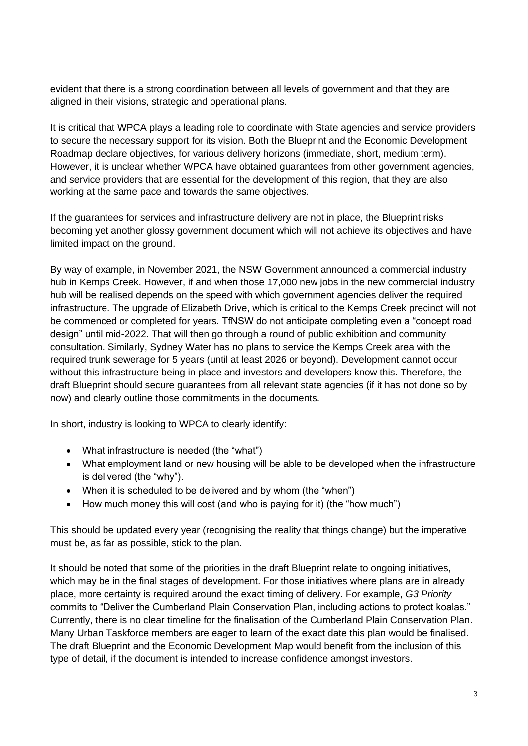evident that there is a strong coordination between all levels of government and that they are aligned in their visions, strategic and operational plans.

It is critical that WPCA plays a leading role to coordinate with State agencies and service providers to secure the necessary support for its vision. Both the Blueprint and the Economic Development Roadmap declare objectives, for various delivery horizons (immediate, short, medium term). However, it is unclear whether WPCA have obtained guarantees from other government agencies, and service providers that are essential for the development of this region, that they are also working at the same pace and towards the same objectives.

If the guarantees for services and infrastructure delivery are not in place, the Blueprint risks becoming yet another glossy government document which will not achieve its objectives and have limited impact on the ground.

By way of example, in November 2021, the NSW Government announced a commercial industry hub in Kemps Creek. However, if and when those 17,000 new jobs in the new commercial industry hub will be realised depends on the speed with which government agencies deliver the required infrastructure. The upgrade of Elizabeth Drive, which is critical to the Kemps Creek precinct will not be commenced or completed for years. TfNSW do not anticipate completing even a "concept road design" until mid-2022. That will then go through a round of public exhibition and community consultation. Similarly, Sydney Water has no plans to service the Kemps Creek area with the required trunk sewerage for 5 years (until at least 2026 or beyond). Development cannot occur without this infrastructure being in place and investors and developers know this. Therefore, the draft Blueprint should secure guarantees from all relevant state agencies (if it has not done so by now) and clearly outline those commitments in the documents.

In short, industry is looking to WPCA to clearly identify:

- What infrastructure is needed (the "what")
- What employment land or new housing will be able to be developed when the infrastructure is delivered (the "why").
- When it is scheduled to be delivered and by whom (the "when")
- How much money this will cost (and who is paying for it) (the "how much")

This should be updated every year (recognising the reality that things change) but the imperative must be, as far as possible, stick to the plan.

It should be noted that some of the priorities in the draft Blueprint relate to ongoing initiatives, which may be in the final stages of development. For those initiatives where plans are in already place, more certainty is required around the exact timing of delivery. For example, *G3 Priority* commits to "Deliver the Cumberland Plain Conservation Plan, including actions to protect koalas." Currently, there is no clear timeline for the finalisation of the Cumberland Plain Conservation Plan. Many Urban Taskforce members are eager to learn of the exact date this plan would be finalised. The draft Blueprint and the Economic Development Map would benefit from the inclusion of this type of detail, if the document is intended to increase confidence amongst investors.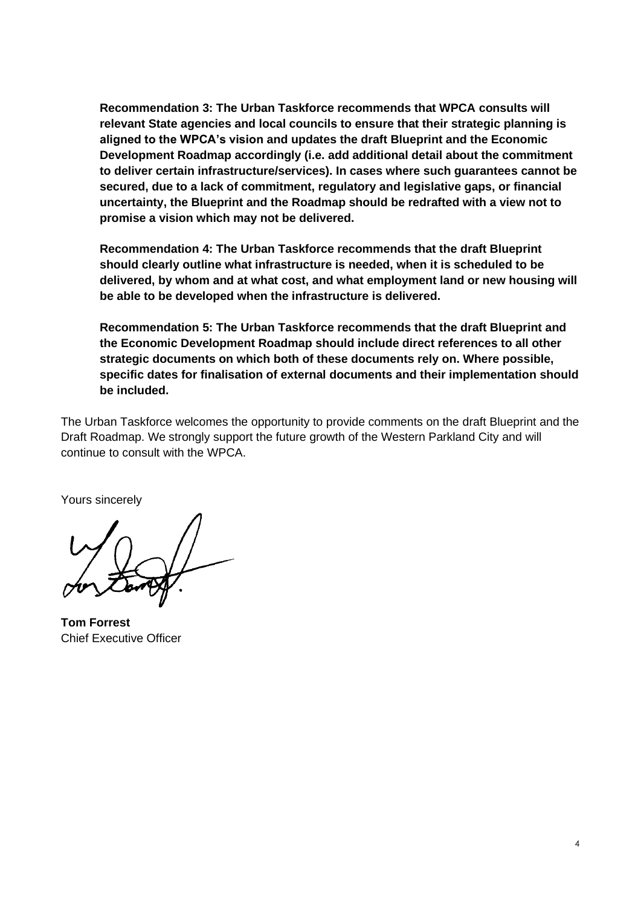**Recommendation 3: The Urban Taskforce recommends that WPCA consults will relevant State agencies and local councils to ensure that their strategic planning is aligned to the WPCA's vision and updates the draft Blueprint and the Economic Development Roadmap accordingly (i.e. add additional detail about the commitment to deliver certain infrastructure/services). In cases where such guarantees cannot be secured, due to a lack of commitment, regulatory and legislative gaps, or financial uncertainty, the Blueprint and the Roadmap should be redrafted with a view not to promise a vision which may not be delivered.**

**Recommendation 4: The Urban Taskforce recommends that the draft Blueprint should clearly outline what infrastructure is needed, when it is scheduled to be delivered, by whom and at what cost, and what employment land or new housing will be able to be developed when the infrastructure is delivered.**

**Recommendation 5: The Urban Taskforce recommends that the draft Blueprint and the Economic Development Roadmap should include direct references to all other strategic documents on which both of these documents rely on. Where possible, specific dates for finalisation of external documents and their implementation should be included.**

The Urban Taskforce welcomes the opportunity to provide comments on the draft Blueprint and the Draft Roadmap. We strongly support the future growth of the Western Parkland City and will continue to consult with the WPCA.

Yours sincerely

**Tom Forrest**
Chief Executive Officer